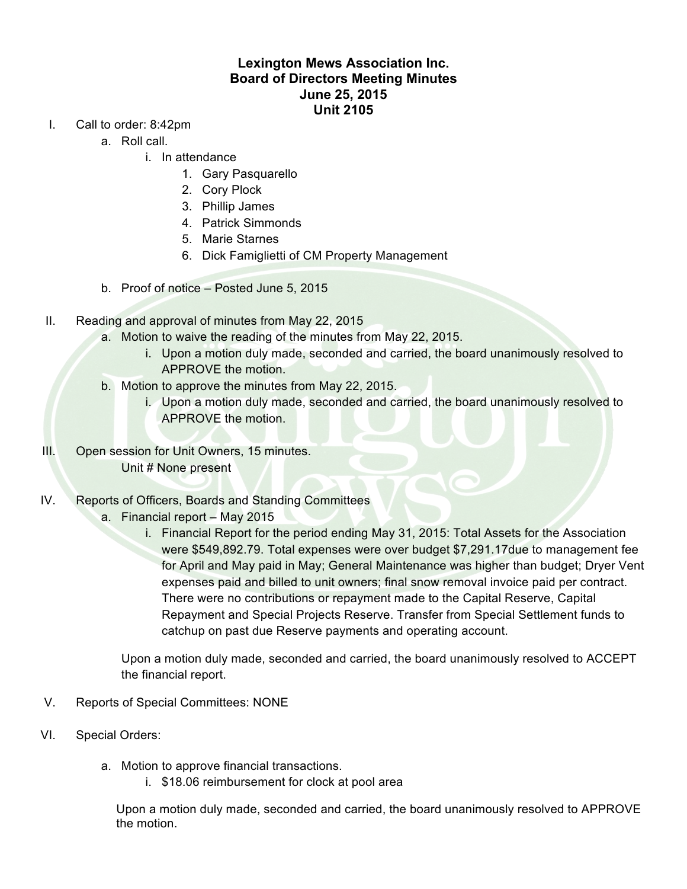# Lexington Mews Association Inc.
## Board of Directors Meeting Minutes
## June 25, 2015
## Unit 2105

I. Call to order: 8:42pm
   a. Roll call.
      i. In attendance
         1. Gary Pasquarello
         2. Cory Plock
         3. Phillip James
         4. Patrick Simmonds
         5. Marie Starnes
         6. Dick Famiglietti of CM Property Management

   b. Proof of notice – Posted June 5, 2015

II. Reading and approval of minutes from May 22, 2015
   a. Motion to waive the reading of the minutes from May 22, 2015.
      i. Upon a motion duly made, seconded and carried, the board unanimously resolved to APPROVE the motion.
   b. Motion to approve the minutes from May 22, 2015.
      i. Upon a motion duly made, seconded and carried, the board unanimously resolved to APPROVE the motion.

III. Open session for Unit Owners, 15 minutes.
   Unit # None present

IV. Reports of Officers, Boards and Standing Committees
   a. Financial report – May 2015
      i. Financial Report for the period ending May 31, 2015: Total Assets for the Association were $549,892.79. Total expenses were over budget $7,291.17due to management fee for April and May paid in May; General Maintenance was higher than budget; Dryer Vent expenses paid and billed to unit owners; final snow removal invoice paid per contract. There were no contributions or repayment made to the Capital Reserve, Capital Repayment and Special Projects Reserve. Transfer from Special Settlement funds to catchup on past due Reserve payments and operating account.

   Upon a motion duly made, seconded and carried, the board unanimously resolved to ACCEPT the financial report.

V. Reports of Special Committees: NONE

VI. Special Orders:

   a. Motion to approve financial transactions.
      i. $18.06 reimbursement for clock at pool area

   Upon a motion duly made, seconded and carried, the board unanimously resolved to APPROVE the motion.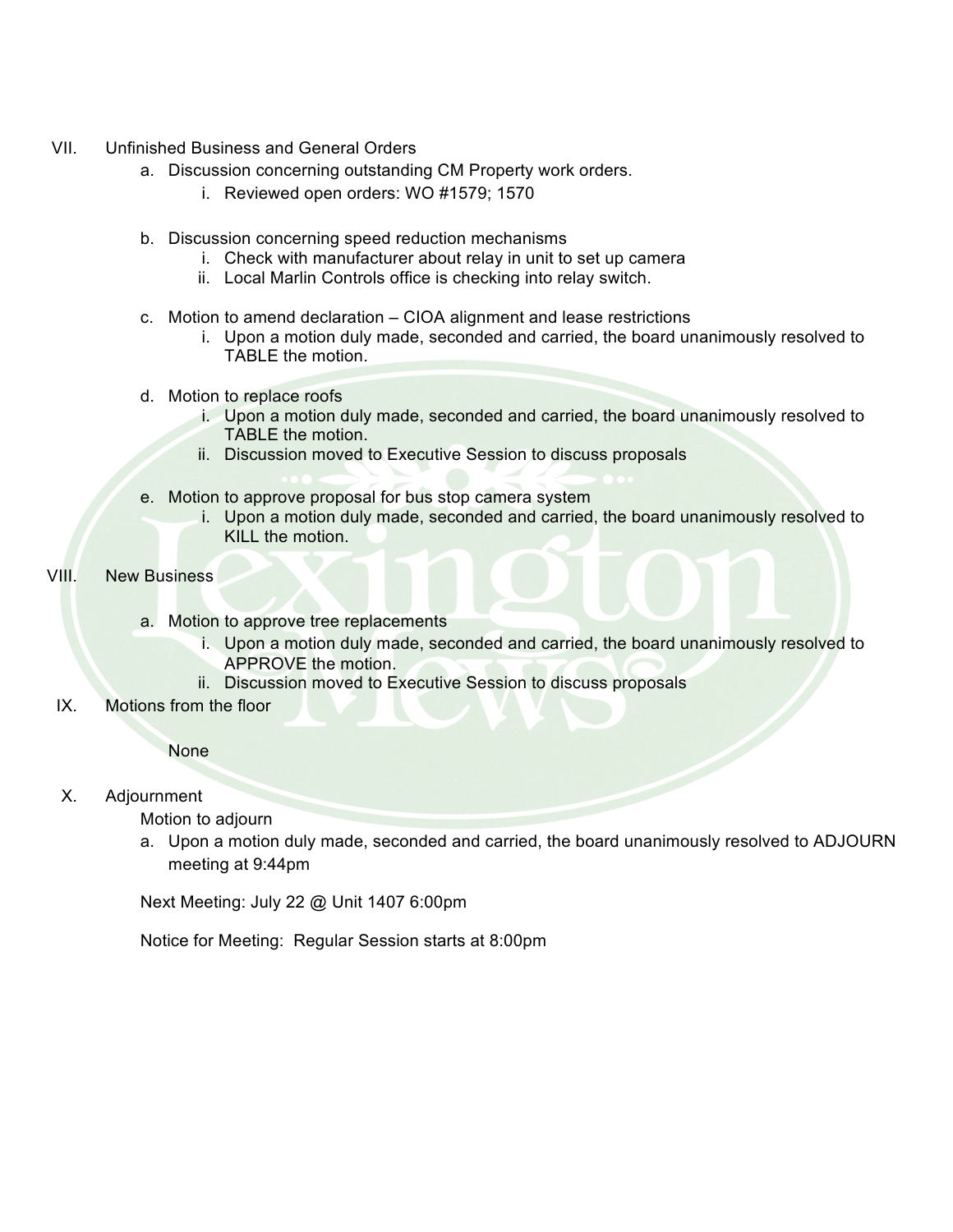VII. Unfinished Business and General Orders

   a. Discussion concerning outstanding CM Property work orders.
      i. Reviewed open orders: WO #1579; 1570

   b. Discussion concerning speed reduction mechanisms
      i. Check with manufacturer about relay in unit to set up camera
      ii. Local Marlin Controls office is checking into relay switch.

   c. Motion to amend declaration – CIOA alignment and lease restrictions
      i. Upon a motion duly made, seconded and carried, the board unanimously resolved to TABLE the motion.

   d. Motion to replace roofs
      i. Upon a motion duly made, seconded and carried, the board unanimously resolved to TABLE the motion.
      ii. Discussion moved to Executive Session to discuss proposals

   e. Motion to approve proposal for bus stop camera system
      i. Upon a motion duly made, seconded and carried, the board unanimously resolved to KILL the motion.

VIII. New Business

   a. Motion to approve tree replacements
      i. Upon a motion duly made, seconded and carried, the board unanimously resolved to APPROVE the motion.
      ii. Discussion moved to Executive Session to discuss proposals

IX. Motions from the floor

   None

X. Adjournment

   Motion to adjourn

   a. Upon a motion duly made, seconded and carried, the board unanimously resolved to ADJOURN meeting at 9:44pm

   Next Meeting: July 22 @ Unit 1407 6:00pm

   Notice for Meeting: Regular Session starts at 8:00pm